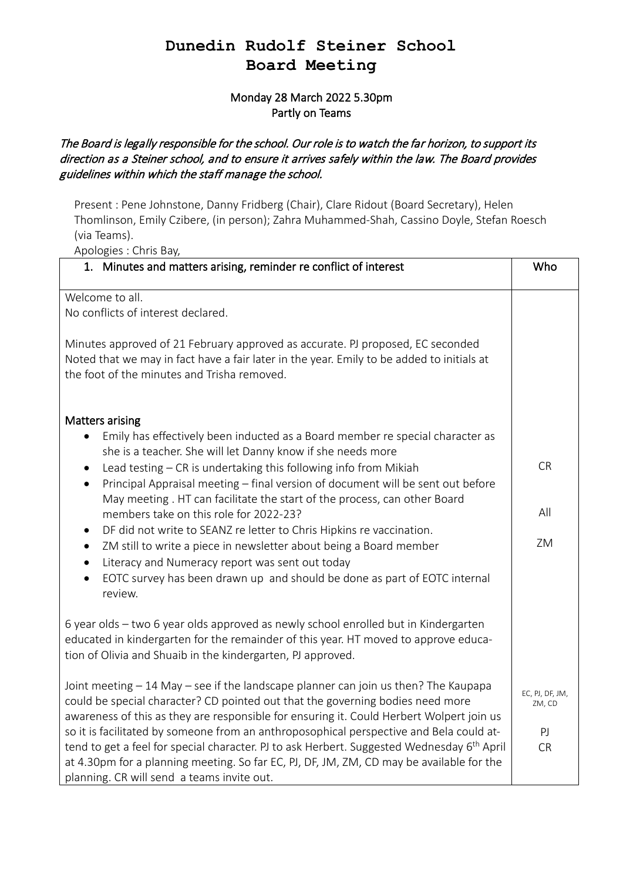# Dunedin Rudolf Steiner School
# Board Meeting

**Monday 28 March 2022 5.30pm**
**Partly on Teams**

*The Board is legally responsible for the school. Our role is to watch the far horizon, to support its direction as a Steiner school, and to ensure it arrives safely within the law. The Board provides guidelines within which the staff manage the school.*

Present : Pene Johnstone, Danny Fridberg (Chair), Clare Ridout (Board Secretary), Helen Thomlinson, Emily Czibere, (in person); Zahra Muhammed-Shah, Cassino Doyle, Stefan Roesch (via Teams).
Apologies : Chris Bay,

| 1. Minutes and matters arising, reminder re conflict of interest | Who |
|---|---|
| Welcome to all.<br>No conflicts of interest declared.<br><br>Minutes approved of 21 February approved as accurate. PJ proposed, EC seconded<br>Noted that we may in fact have a fair later in the year. Emily to be added to initials at the foot of the minutes and Trisha removed. | |
| **Matters arising**<br>• Emily has effectively been inducted as a Board member re special character as she is a teacher. She will let Danny know if she needs more<br>• Lead testing – CR is undertaking this following info from Mikiah<br>• Principal Appraisal meeting – final version of document will be sent out before May meeting . HT can facilitate the start of the process, can other Board members take on this role for 2022-23?<br>• DF did not write to SEANZ re letter to Chris Hipkins re vaccination.<br>• ZM still to write a piece in newsletter about being a Board member<br>• Literacy and Numeracy report was sent out today<br>• EOTC survey has been drawn up and should be done as part of EOTC internal review. | CR<br><br>All<br><br>ZM |
| 6 year olds – two 6 year olds approved as newly school enrolled but in Kindergarten educated in kindergarten for the remainder of this year. HT moved to approve education of Olivia and Shuaib in the kindergarten, PJ approved. | |
| Joint meeting – 14 May – see if the landscape planner can join us then? The Kaupapa could be special character? CD pointed out that the governing bodies need more awareness of this as they are responsible for ensuring it. Could Herbert Wolpert join us so it is facilitated by someone from an anthroposophical perspective and Bela could attend to get a feel for special character. PJ to ask Herbert. Suggested Wednesday 6th April at 4.30pm for a planning meeting. So far EC, PJ, DF, JM, ZM, CD may be available for the planning. CR will send a teams invite out. | EC, PJ, DF, JM, ZM, CD<br><br>PJ<br>CR |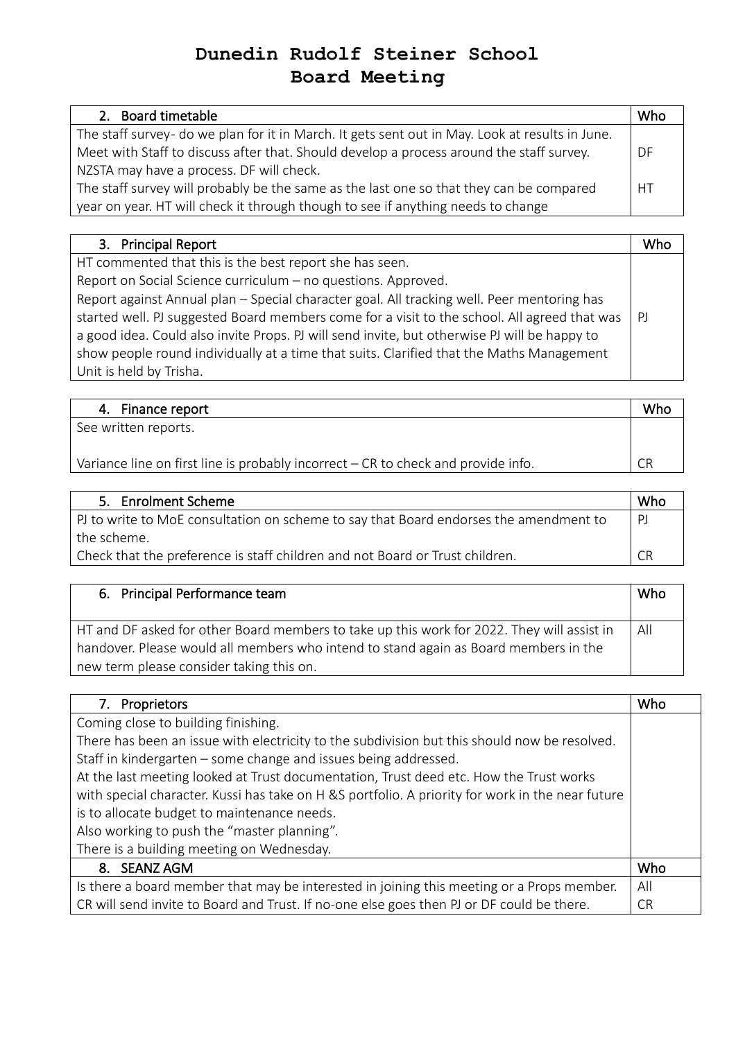# Dunedin Rudolf Steiner School
# Board Meeting

| 2. Board timetable | Who |
|---|---|
| The staff survey- do we plan for it in March. It gets sent out in May. Look at results in June. Meet with Staff to discuss after that. Should develop a process around the staff survey. NZSTA may have a process. DF will check. | DF |
| The staff survey will probably be the same as the last one so that they can be compared year on year. HT will check it through though to see if anything needs to change | HT |

| 3. Principal Report | Who |
|---|---|
| HT commented that this is the best report she has seen.<br>Report on Social Science curriculum – no questions. Approved.<br>Report against Annual plan – Special character goal. All tracking well. Peer mentoring has started well. PJ suggested Board members come for a visit to the school. All agreed that was a good idea. Could also invite Props. PJ will send invite, but otherwise PJ will be happy to show people round individually at a time that suits. Clarified that the Maths Management Unit is held by Trisha. | PJ |

| 4. Finance report | Who |
|---|---|
| See written reports.<br><br>Variance line on first line is probably incorrect – CR to check and provide info. | CR |

| 5. Enrolment Scheme | Who |
|---|---|
| PJ to write to MoE consultation on scheme to say that Board endorses the amendment to the scheme. | PJ |
| Check that the preference is staff children and not Board or Trust children. | CR |

| 6. Principal Performance team | Who |
|---|---|
| HT and DF asked for other Board members to take up this work for 2022. They will assist in handover. Please would all members who intend to stand again as Board members in the new term please consider taking this on. | All |

| 7. Proprietors | Who |
|---|---|
| Coming close to building finishing.<br>There has been an issue with electricity to the subdivision but this should now be resolved.<br>Staff in kindergarten – some change and issues being addressed.<br>At the last meeting looked at Trust documentation, Trust deed etc. How the Trust works with special character. Kussi has take on H &S portfolio. A priority for work in the near future is to allocate budget to maintenance needs.<br>Also working to push the "master planning".<br>There is a building meeting on Wednesday. | |
| **8. SEANZ AGM** | **Who** |
| Is there a board member that may be interested in joining this meeting or a Props member.<br>CR will send invite to Board and Trust. If no-one else goes then PJ or DF could be there. | All<br>CR |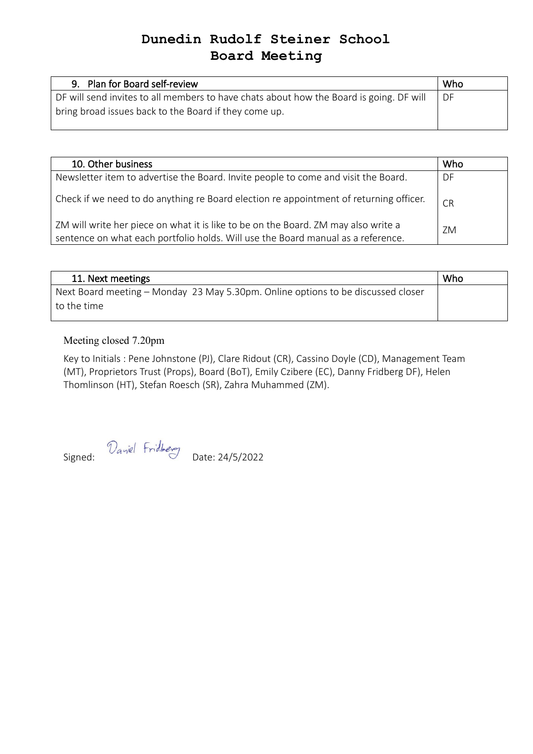# Dunedin Rudolf Steiner School
# Board Meeting

| 9. Plan for Board self-review | Who |
| --- | --- |
| DF will send invites to all members to have chats about how the Board is going. DF will bring broad issues back to the Board if they come up. | DF |

| 10. Other business | Who |
| --- | --- |
| Newsletter item to advertise the Board. Invite people to come and visit the Board. | DF |
| Check if we need to do anything re Board election re appointment of returning officer. | CR |
| ZM will write her piece on what it is like to be on the Board. ZM may also write a sentence on what each portfolio holds. Will use the Board manual as a reference. | ZM |

| 11. Next meetings | Who |
| --- | --- |
| Next Board meeting – Monday 23 May 5.30pm. Online options to be discussed closer to the time | |

Meeting closed 7.20pm

Key to Initials : Pene Johnstone (PJ), Clare Ridout (CR), Cassino Doyle (CD), Management Team (MT), Proprietors Trust (Props), Board (BoT), Emily Czibere (EC), Danny Fridberg DF), Helen Thomlinson (HT), Stefan Roesch (SR), Zahra Muhammed (ZM).

Signed: Daniel Fridberg Date: 24/5/2022